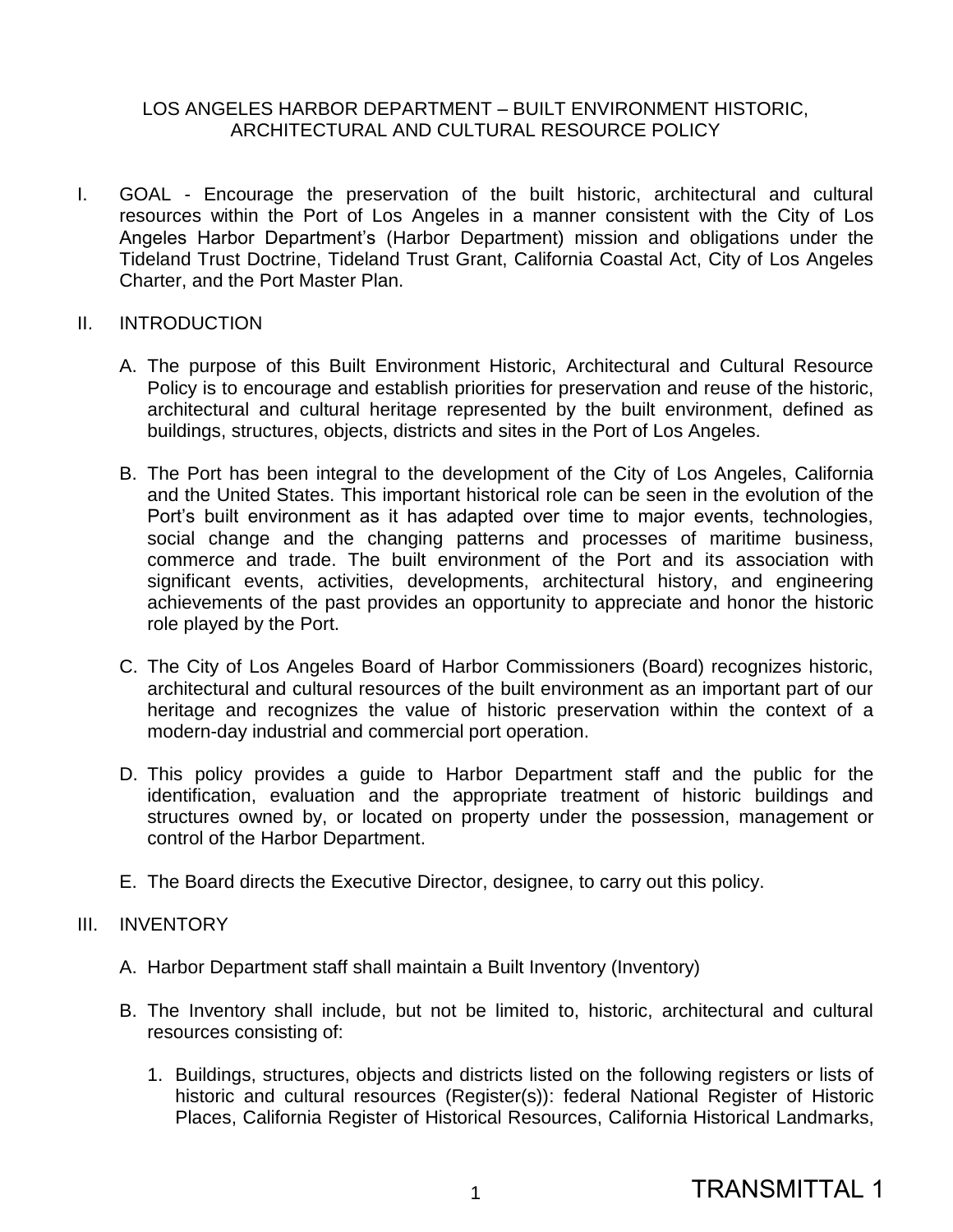# LOS ANGELES HARBOR DEPARTMENT – BUILT ENVIRONMENT HISTORIC, ARCHITECTURAL AND CULTURAL RESOURCE POLICY

I. GOAL - Encourage the preservation of the built historic, architectural and cultural resources within the Port of Los Angeles in a manner consistent with the City of Los Angeles Harbor Department's (Harbor Department) mission and obligations under the Tideland Trust Doctrine, Tideland Trust Grant, California Coastal Act, City of Los Angeles Charter, and the Port Master Plan.

II. INTRODUCTION

A. The purpose of this Built Environment Historic, Architectural and Cultural Resource Policy is to encourage and establish priorities for preservation and reuse of the historic, architectural and cultural heritage represented by the built environment, defined as buildings, structures, objects, districts and sites in the Port of Los Angeles.

B. The Port has been integral to the development of the City of Los Angeles, California and the United States. This important historical role can be seen in the evolution of the Port's built environment as it has adapted over time to major events, technologies, social change and the changing patterns and processes of maritime business, commerce and trade. The built environment of the Port and its association with significant events, activities, developments, architectural history, and engineering achievements of the past provides an opportunity to appreciate and honor the historic role played by the Port.

C. The City of Los Angeles Board of Harbor Commissioners (Board) recognizes historic, architectural and cultural resources of the built environment as an important part of our heritage and recognizes the value of historic preservation within the context of a modern-day industrial and commercial port operation.

D. This policy provides a guide to Harbor Department staff and the public for the identification, evaluation and the appropriate treatment of historic buildings and structures owned by, or located on property under the possession, management or control of the Harbor Department.

E. The Board directs the Executive Director, designee, to carry out this policy.

III. INVENTORY

A. Harbor Department staff shall maintain a Built Inventory (Inventory)

B. The Inventory shall include, but not be limited to, historic, architectural and cultural resources consisting of:

1. Buildings, structures, objects and districts listed on the following registers or lists of historic and cultural resources (Register(s)): federal National Register of Historic Places, California Register of Historical Resources, California Historical Landmarks,

TRANSMITTAL 1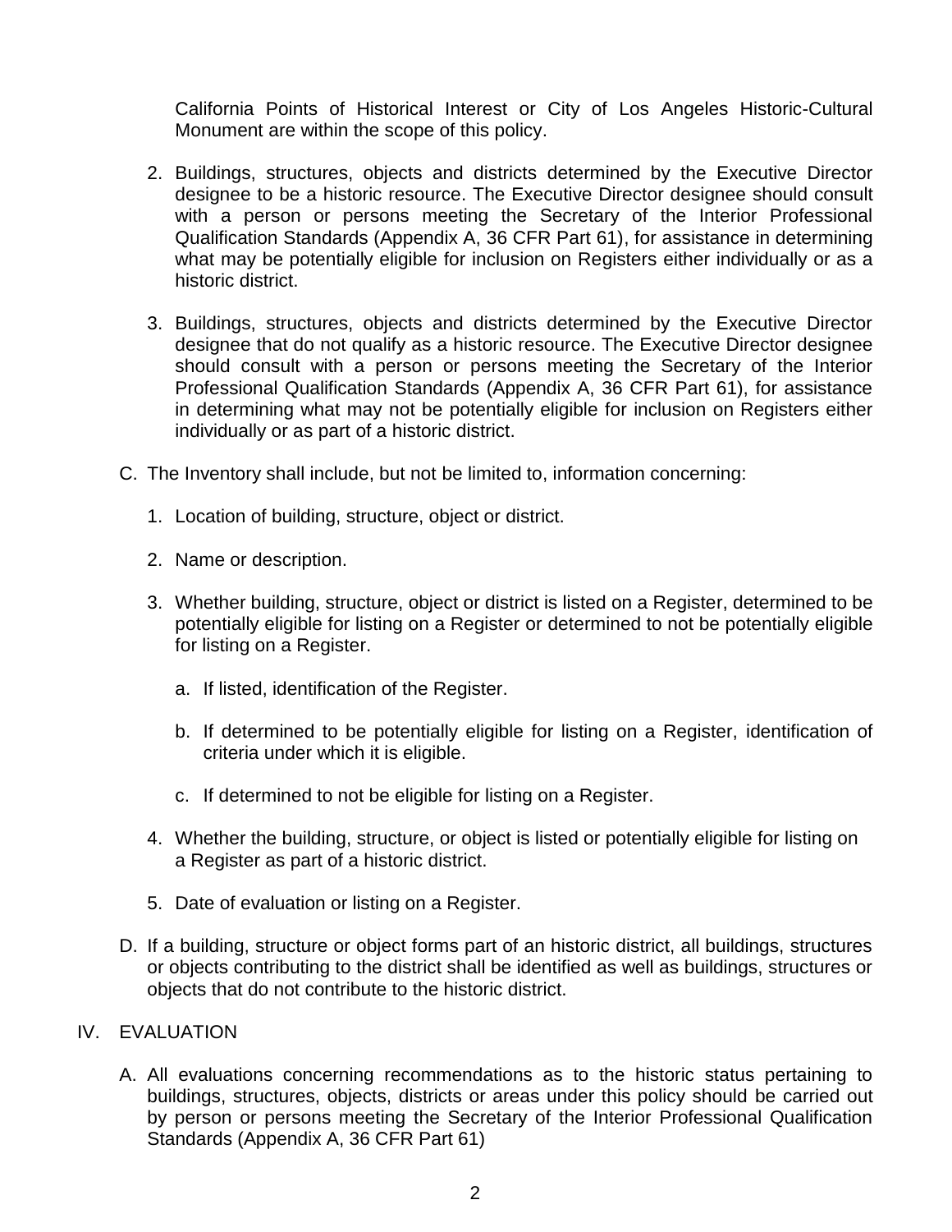California Points of Historical Interest or City of Los Angeles Historic-Cultural Monument are within the scope of this policy.

2. Buildings, structures, objects and districts determined by the Executive Director designee to be a historic resource. The Executive Director designee should consult with a person or persons meeting the Secretary of the Interior Professional Qualification Standards (Appendix A, 36 CFR Part 61), for assistance in determining what may be potentially eligible for inclusion on Registers either individually or as a historic district.

3. Buildings, structures, objects and districts determined by the Executive Director designee that do not qualify as a historic resource. The Executive Director designee should consult with a person or persons meeting the Secretary of the Interior Professional Qualification Standards (Appendix A, 36 CFR Part 61), for assistance in determining what may not be potentially eligible for inclusion on Registers either individually or as part of a historic district.

C. The Inventory shall include, but not be limited to, information concerning:

   1. Location of building, structure, object or district.

   2. Name or description.

   3. Whether building, structure, object or district is listed on a Register, determined to be potentially eligible for listing on a Register or determined to not be potentially eligible for listing on a Register.

      a. If listed, identification of the Register.

      b. If determined to be potentially eligible for listing on a Register, identification of criteria under which it is eligible.

      c. If determined to not be eligible for listing on a Register.

   4. Whether the building, structure, or object is listed or potentially eligible for listing on a Register as part of a historic district.

   5. Date of evaluation or listing on a Register.

D. If a building, structure or object forms part of an historic district, all buildings, structures or objects contributing to the district shall be identified as well as buildings, structures or objects that do not contribute to the historic district.

## IV. EVALUATION

A. All evaluations concerning recommendations as to the historic status pertaining to buildings, structures, objects, districts or areas under this policy should be carried out by person or persons meeting the Secretary of the Interior Professional Qualification Standards (Appendix A, 36 CFR Part 61)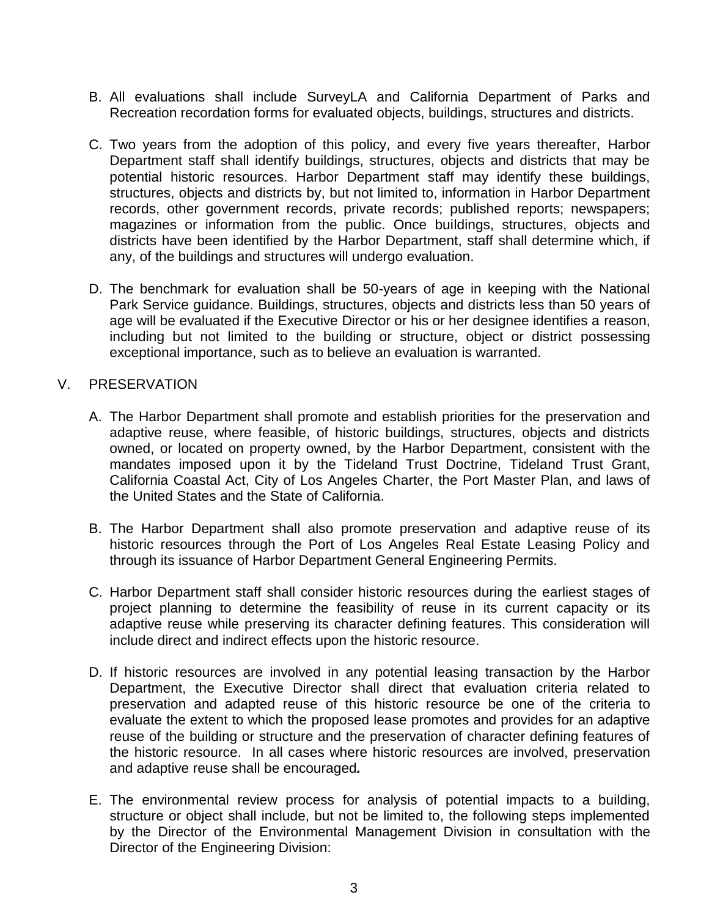B. All evaluations shall include SurveyLA and California Department of Parks and Recreation recordation forms for evaluated objects, buildings, structures and districts.

C. Two years from the adoption of this policy, and every five years thereafter, Harbor Department staff shall identify buildings, structures, objects and districts that may be potential historic resources. Harbor Department staff may identify these buildings, structures, objects and districts by, but not limited to, information in Harbor Department records, other government records, private records; published reports; newspapers; magazines or information from the public. Once buildings, structures, objects and districts have been identified by the Harbor Department, staff shall determine which, if any, of the buildings and structures will undergo evaluation.

D. The benchmark for evaluation shall be 50-years of age in keeping with the National Park Service guidance. Buildings, structures, objects and districts less than 50 years of age will be evaluated if the Executive Director or his or her designee identifies a reason, including but not limited to the building or structure, object or district possessing exceptional importance, such as to believe an evaluation is warranted.

## V. PRESERVATION

A. The Harbor Department shall promote and establish priorities for the preservation and adaptive reuse, where feasible, of historic buildings, structures, objects and districts owned, or located on property owned, by the Harbor Department, consistent with the mandates imposed upon it by the Tideland Trust Doctrine, Tideland Trust Grant, California Coastal Act, City of Los Angeles Charter, the Port Master Plan, and laws of the United States and the State of California.

B. The Harbor Department shall also promote preservation and adaptive reuse of its historic resources through the Port of Los Angeles Real Estate Leasing Policy and through its issuance of Harbor Department General Engineering Permits.

C. Harbor Department staff shall consider historic resources during the earliest stages of project planning to determine the feasibility of reuse in its current capacity or its adaptive reuse while preserving its character defining features. This consideration will include direct and indirect effects upon the historic resource.

D. If historic resources are involved in any potential leasing transaction by the Harbor Department, the Executive Director shall direct that evaluation criteria related to preservation and adapted reuse of this historic resource be one of the criteria to evaluate the extent to which the proposed lease promotes and provides for an adaptive reuse of the building or structure and the preservation of character defining features of the historic resource. In all cases where historic resources are involved, preservation and adaptive reuse shall be encouraged.

E. The environmental review process for analysis of potential impacts to a building, structure or object shall include, but not be limited to, the following steps implemented by the Director of the Environmental Management Division in consultation with the Director of the Engineering Division: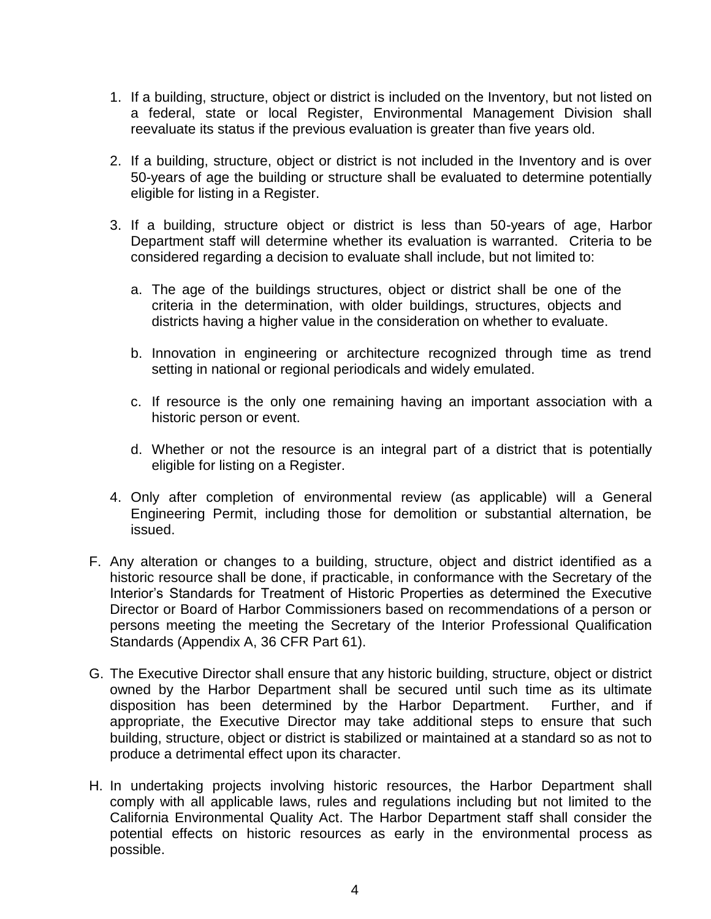1. If a building, structure, object or district is included on the Inventory, but not listed on a federal, state or local Register, Environmental Management Division shall reevaluate its status if the previous evaluation is greater than five years old.

2. If a building, structure, object or district is not included in the Inventory and is over 50-years of age the building or structure shall be evaluated to determine potentially eligible for listing in a Register.

3. If a building, structure object or district is less than 50-years of age, Harbor Department staff will determine whether its evaluation is warranted. Criteria to be considered regarding a decision to evaluate shall include, but not limited to:

   a. The age of the buildings structures, object or district shall be one of the criteria in the determination, with older buildings, structures, objects and districts having a higher value in the consideration on whether to evaluate.

   b. Innovation in engineering or architecture recognized through time as trend setting in national or regional periodicals and widely emulated.

   c. If resource is the only one remaining having an important association with a historic person or event.

   d. Whether or not the resource is an integral part of a district that is potentially eligible for listing on a Register.

4. Only after completion of environmental review (as applicable) will a General Engineering Permit, including those for demolition or substantial alternation, be issued.

F. Any alteration or changes to a building, structure, object and district identified as a historic resource shall be done, if practicable, in conformance with the Secretary of the Interior's Standards for Treatment of Historic Properties as determined the Executive Director or Board of Harbor Commissioners based on recommendations of a person or persons meeting the meeting the Secretary of the Interior Professional Qualification Standards (Appendix A, 36 CFR Part 61).

G. The Executive Director shall ensure that any historic building, structure, object or district owned by the Harbor Department shall be secured until such time as its ultimate disposition has been determined by the Harbor Department. Further, and if appropriate, the Executive Director may take additional steps to ensure that such building, structure, object or district is stabilized or maintained at a standard so as not to produce a detrimental effect upon its character.

H. In undertaking projects involving historic resources, the Harbor Department shall comply with all applicable laws, rules and regulations including but not limited to the California Environmental Quality Act. The Harbor Department staff shall consider the potential effects on historic resources as early in the environmental process as possible.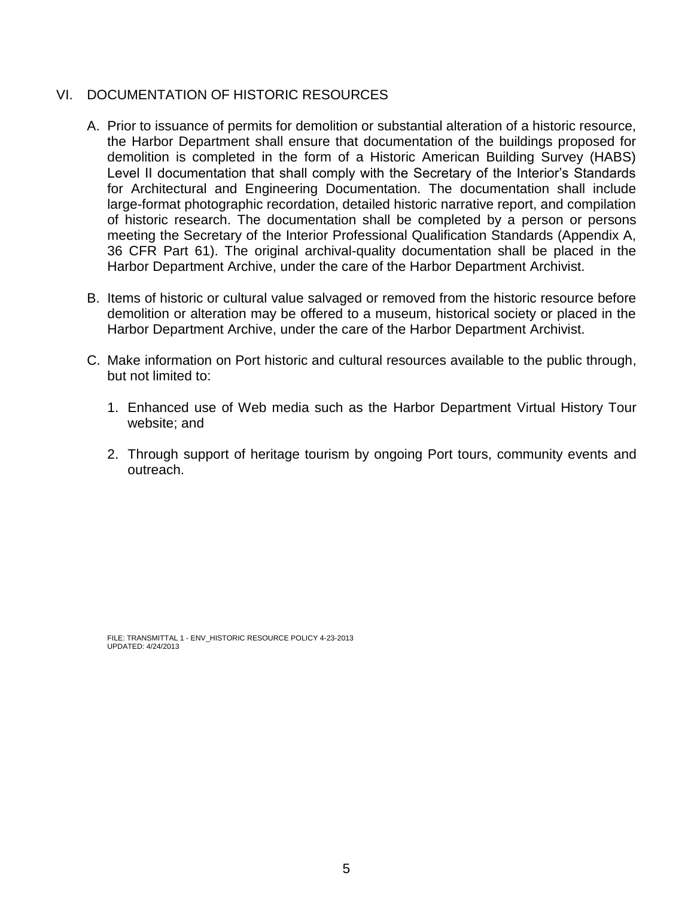## VI. DOCUMENTATION OF HISTORIC RESOURCES

A. Prior to issuance of permits for demolition or substantial alteration of a historic resource, the Harbor Department shall ensure that documentation of the buildings proposed for demolition is completed in the form of a Historic American Building Survey (HABS) Level II documentation that shall comply with the Secretary of the Interior's Standards for Architectural and Engineering Documentation. The documentation shall include large-format photographic recordation, detailed historic narrative report, and compilation of historic research. The documentation shall be completed by a person or persons meeting the Secretary of the Interior Professional Qualification Standards (Appendix A, 36 CFR Part 61). The original archival-quality documentation shall be placed in the Harbor Department Archive, under the care of the Harbor Department Archivist.

B. Items of historic or cultural value salvaged or removed from the historic resource before demolition or alteration may be offered to a museum, historical society or placed in the Harbor Department Archive, under the care of the Harbor Department Archivist.

C. Make information on Port historic and cultural resources available to the public through, but not limited to:

   1. Enhanced use of Web media such as the Harbor Department Virtual History Tour website; and

   2. Through support of heritage tourism by ongoing Port tours, community events and outreach.

FILE: TRANSMITTAL 1 - ENV_HISTORIC RESOURCE POLICY 4-23-2013
UPDATED: 4/24/2013